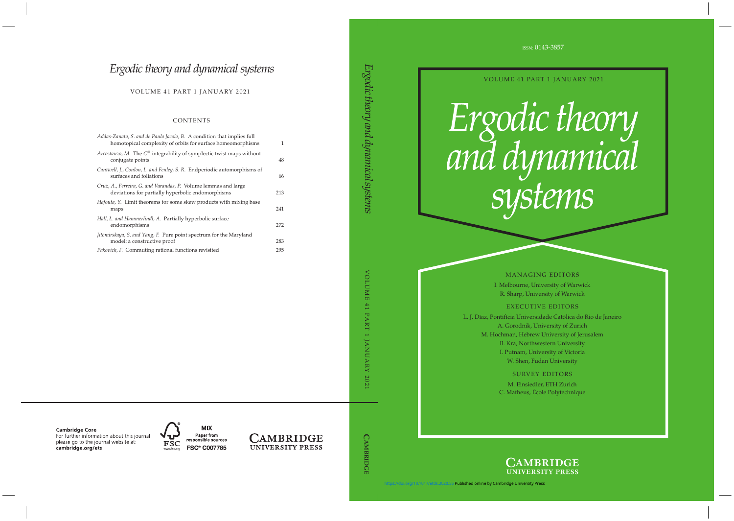# Ergodic theory and dynamical systems

VOLUME 41 PART 1 JANUARY 2021

## CONTENTS

| | |
|---|---|
| *Addas-Zanata, S. and de Paula Jacoia, B.* A condition that implies full homotopical complexity of orbits for surface homeomorphisms | 1 |
| *Arcostanzo, M.* The $C^0$ integrability of symplectic twist maps without conjugate points | 48 |
| *Cantwell, J., Conlon, L. and Fenley, S. R.* Endperiodic automorphisms of surfaces and foliations | 66 |
| *Cruz, A., Ferreira, G. and Varandas, P.* Volume lemmas and large deviations for partially hyperbolic endomorphisms | 213 |
| *Hafouta, Y.* Limit theorems for some skew products with mixing base maps | 241 |
| *Hall, L. and Hammerlindl, A.* Partially hyperbolic surface endomorphisms | 272 |
| *Jitomirskaya, S. and Yang, F.* Pure point spectrum for the Maryland model: a constructive proof | 283 |
| *Pakovich, F.* Commuting rational functions revisited | 295 |

**Cambridge Core**
For further information about this journal please go to the journal website at:
**cambridge.org/ets**

MIX
Paper from responsible sources
FSC® C007785

CAMBRIDGE UNIVERSITY PRESS

ISSN: 0143-3857

VOLUME 41 PART 1 JANUARY 2021

# Ergodic theory and dynamical systems

MANAGING EDITORS

I. Melbourne, University of Warwick
R. Sharp, University of Warwick

EXECUTIVE EDITORS

L. J. Díaz, Pontifícia Universidade Católica do Rio de Janeiro
A. Gorodnik, University of Zurich
M. Hochman, Hebrew University of Jerusalem
B. Kra, Northwestern University
I. Putnam, University of Victoria
W. Shen, Fudan University

SURVEY EDITORS

M. Einsiedler, ETH Zurich
C. Matheus, École Polytechnique

CAMBRIDGE UNIVERSITY PRESS

https://doi.org/10.1017/etds.2020.56 Published online by Cambridge University Press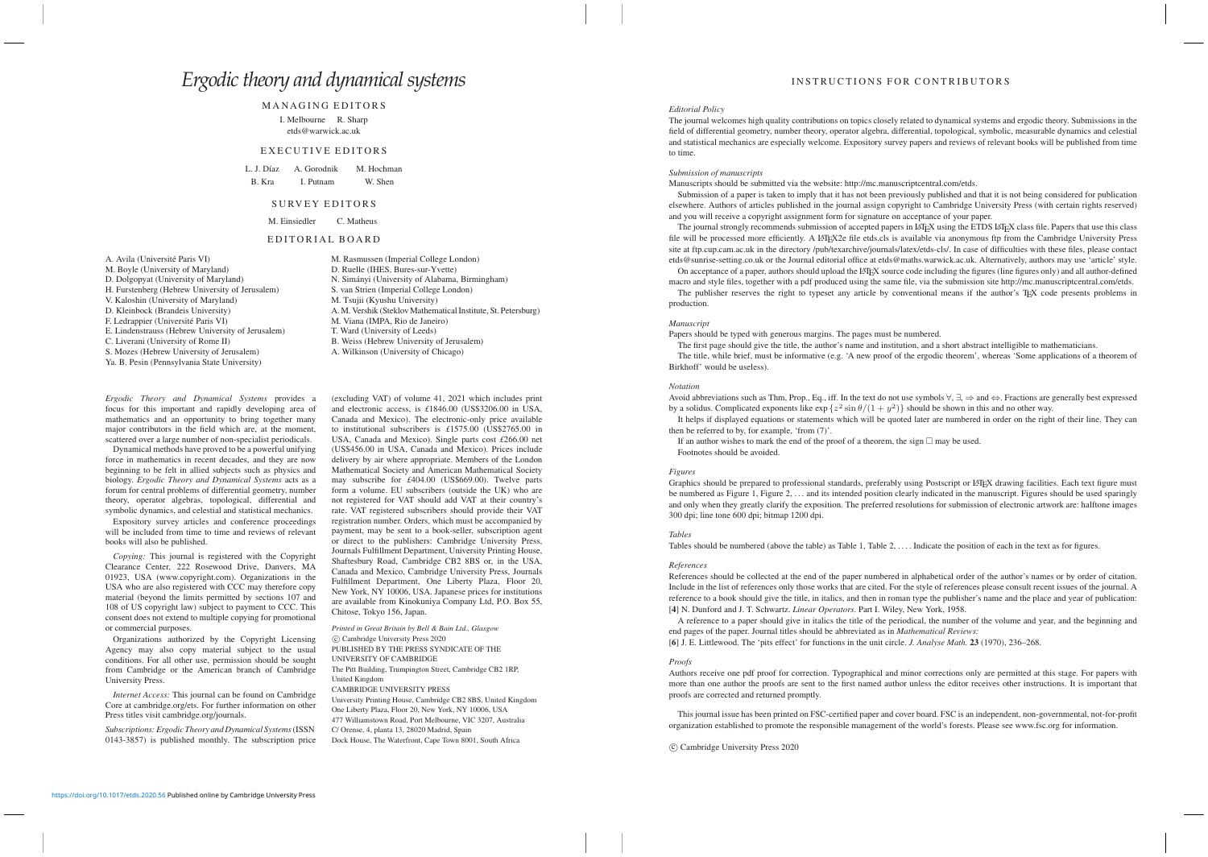# *Ergodic theory and dynamical systems*

## MANAGING EDITORS

I. Melbourne R. Sharp

etds@warwick.ac.uk

## EXECUTIVE EDITORS

L. J. Díaz A. Gorodnik M. Hochman

B. Kra I. Putnam W. Shen

## SURVEY EDITORS

M. Einsiedler C. Matheus

## EDITORIAL BOARD

A. Avila (Université Paris VI)
M. Boyle (University of Maryland)
D. Dolgopyat (University of Maryland)
H. Furstenberg (Hebrew University of Jerusalem)
V. Kaloshin (University of Maryland)
D. Kleinbock (Brandeis University)
F. Ledrappier (Université Paris VI)
E. Lindenstrauss (Hebrew University of Jerusalem)
C. Liverani (University of Rome II)
S. Mozes (Hebrew University of Jerusalem)
Ya. B. Pesin (Pennsylvania State University)
M. Rasmussen (Imperial College London)
D. Ruelle (IHES, Bures-sur-Yvette)
N. Simányi (University of Alabama, Birmingham)
S. van Strien (Imperial College London)
M. Tsujii (Kyushu University)
A. M. Vershik (Steklov Mathematical Institute, St. Petersburg)
M. Viana (IMPA, Rio de Janeiro)
T. Ward (University of Leeds)
B. Weiss (Hebrew University of Jerusalem)
A. Wilkinson (University of Chicago)

*Ergodic Theory and Dynamical Systems* provides a focus for this important and rapidly developing area of mathematics and an opportunity to bring together many major contributors in the field which are, at the moment, scattered over a large number of non-specialist periodicals.

Dynamical methods have proved to be a powerful unifying force in mathematics in recent decades, and they are now beginning to be felt in allied subjects such as physics and biology. *Ergodic Theory and Dynamical Systems* acts as a forum for central problems of differential geometry, number theory, operator algebras, topological, differential and symbolic dynamics, and celestial and statistical mechanics.

Expository survey articles and conference proceedings will be included from time to time and reviews of relevant books will also be published.

*Copying:* This journal is registered with the Copyright Clearance Center, 222 Rosewood Drive, Danvers, MA 01923, USA (www.copyright.com). Organizations in the USA who are also registered with CCC may therefore copy material (beyond the limits permitted by sections 107 and 108 of US copyright law) subject to payment to CCC. This consent does not extend to multiple copying for promotional or commercial purposes.

Organizations authorized by the Copyright Licensing Agency may also copy material subject to the usual conditions. For all other use, permission should be sought from Cambridge or the American branch of Cambridge University Press.

*Internet Access:* This journal can be found on Cambridge Core at cambridge.org/ets. For further information on other Press titles visit cambridge.org/journals.

*Subscriptions: Ergodic Theory and Dynamical Systems* (ISSN 0143-3857) is published monthly. The subscription price (excluding VAT) of volume 41, 2021 which includes print and electronic access, is £1846.00 (US$3206.00 in USA, Canada and Mexico). The electronic-only price available to institutional subscribers is £1575.00 (US$2765.00 in USA, Canada and Mexico). Single parts cost £266.00 net (US$456.00 in USA, Canada and Mexico). Prices include delivery by air where appropriate. Members of the London Mathematical Society and American Mathematical Society may subscribe for £404.00 (US$669.00). Twelve parts form a volume. EU subscribers (outside the UK) who are not registered for VAT should add VAT at their country's rate. VAT registered subscribers should provide their VAT registration number. Orders, which must be accompanied by payment, may be sent to a book-seller, subscription agent or direct to the publishers: Cambridge University Press, Journals Fulfillment Department, University Printing House, Shaftesbury Road, Cambridge CB2 8BS or, in the USA, Canada and Mexico, Cambridge University Press, Journals Fulfillment Department, One Liberty Plaza, Floor 20, New York, NY 10006, USA. Japanese prices for institutions are available from Kinokuniya Company Ltd, P.O. Box 55, Chitose, Tokyo 156, Japan.

*Printed in Great Britain by Bell & Bain Ltd., Glasgow*

© Cambridge University Press 2020

PUBLISHED BY THE PRESS SYNDICATE OF THE UNIVERSITY OF CAMBRIDGE
The Pitt Building, Trumpington Street, Cambridge CB2 1RP, United Kingdom

CAMBRIDGE UNIVERSITY PRESS
University Printing House, Cambridge CB2 8BS, United Kingdom
One Liberty Plaza, Floor 20, New York, NY 10006, USA
477 Williamstown Road, Port Melbourne, VIC 3207, Australia
C/ Orense, 4, planta 13, 28020 Madrid, Spain
Dock House, The Waterfront, Cape Town 8001, South Africa

# INSTRUCTIONS FOR CONTRIBUTORS

### *Editorial Policy*

The journal welcomes high quality contributions on topics closely related to dynamical systems and ergodic theory. Submissions in the field of differential geometry, number theory, operator algebra, differential, topological, symbolic, measurable dynamics and celestial and statistical mechanics are especially welcome. Expository survey papers and reviews of relevant books will be published from time to time.

### *Submission of manuscripts*

Manuscripts should be submitted via the website: http://mc.manuscriptcentral.com/etds.

Submission of a paper is taken to imply that it has not been previously published and that it is not being considered for publication elsewhere. Authors of articles published in the journal assign copyright to Cambridge University Press (with certain rights reserved) and you will receive a copyright assignment form for signature on acceptance of your paper.

The journal strongly recommends submission of accepted papers in LaTeX using the ETDS LaTeX class file. Papers that use this class file will be processed more efficiently. A LaTeX2e file etds.cls is available via anonymous ftp from the Cambridge University Press site at ftp.cup.cam.ac.uk in the directory /pub/texarchive/journals/latex/etds-cls/. In case of difficulties with these files, please contact etds@sunrise-setting.co.uk or the Journal editorial office at etds@maths.warwick.ac.uk. Alternatively, authors may use 'article' style.

On acceptance of a paper, authors should upload the LaTeX source code including the figures (line figures only) and all author-defined macro and style files, together with a pdf produced using the same file, via the submission site http://mc.manuscriptcentral.com/etds.

The publisher reserves the right to typeset any article by conventional means if the author's TeX code presents problems in production.

### *Manuscript*

Papers should be typed with generous margins. The pages must be numbered.

The first page should give the title, the author's name and institution, and a short abstract intelligible to mathematicians.

The title, while brief, must be informative (e.g. 'A new proof of the ergodic theorem', whereas 'Some applications of a theorem of Birkhoff' would be useless).

### *Notation*

Avoid abbreviations such as Thm, Prop., Eq., iff. In the text do not use symbols $\forall$, $\exists$, $\Rightarrow$ and $\Leftrightarrow$. Fractions are generally best expressed by a solidus. Complicated exponents like $\exp\{z^2 \sin\theta/(1+y^2)\}$ should be shown in this and no other way.

It helps if displayed equations or statements which will be quoted later are numbered in order on the right of their line. They can then be referred to by, for example, 'from (7)'.

If an author wishes to mark the end of the proof of a theorem, the sign $\square$ may be used.

Footnotes should be avoided.

### *Figures*

Graphics should be prepared to professional standards, preferably using Postscript or LaTeX drawing facilities. Each text figure must be numbered as Figure 1, Figure 2, ... and its intended position clearly indicated in the manuscript. Figures should be used sparingly and only when they greatly clarify the exposition. The preferred resolutions for submission of electronic artwork are: halftone images 300 dpi; line tone 600 dpi; bitmap 1200 dpi.

### *Tables*

Tables should be numbered (above the table) as Table 1, Table 2, .... Indicate the position of each in the text as for figures.

### *References*

References should be collected at the end of the paper numbered in alphabetical order of the author's names or by order of citation. Include in the list of references only those works that are cited. For the style of references please consult recent issues of the journal. A reference to a book should give the title, in italics, and then in roman type the publisher's name and the place and year of publication:

[**4**] N. Dunford and J. T. Schwartz. *Linear Operators*. Part I. Wiley, New York, 1958.

A reference to a paper should give in italics the title of the periodical, the number of the volume and year, and the beginning and end pages of the paper. Journal titles should be abbreviated as in *Mathematical Reviews:*

[**6**] J. E. Littlewood. The 'pits effect' for functions in the unit circle. *J. Analyse Math.* **23** (1970), 236–268.

### *Proofs*

Authors receive one pdf proof for correction. Typographical and minor corrections only are permitted at this stage. For papers with more than one author the proofs are sent to the first named author unless the editor receives other instructions. It is important that proofs are corrected and returned promptly.

This journal issue has been printed on FSC-certified paper and cover board. FSC is an independent, non-governmental, not-for-profit organization established to promote the responsible management of the world's forests. Please see www.fsc.org for information.

© Cambridge University Press 2020